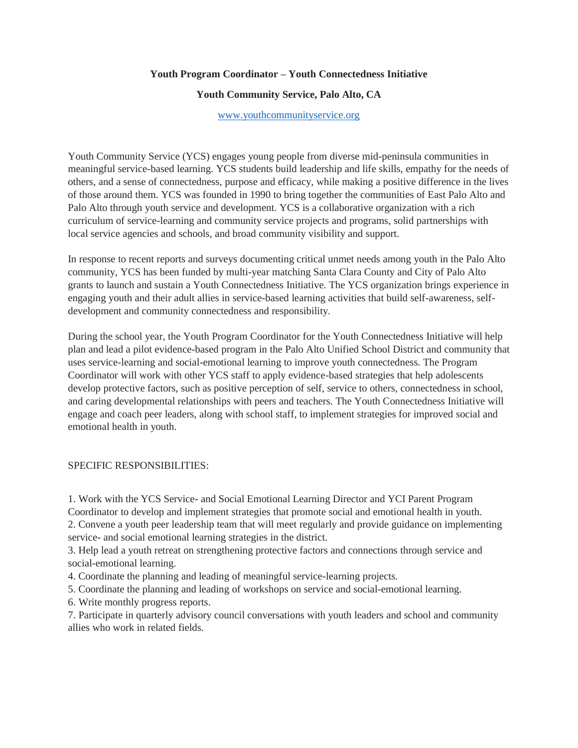**Youth Program Coordinator – Youth Connectedness Initiative**

**Youth Community Service, Palo Alto, CA**

[www.youthcommunityservice.org](http://www.youthcommunityservice.org)

Youth Community Service (YCS) engages young people from diverse mid-peninsula communities in meaningful service-based learning. YCS students build leadership and life skills, empathy for the needs of others, and a sense of connectedness, purpose and efficacy, while making a positive difference in the lives of those around them. YCS was founded in 1990 to bring together the communities of East Palo Alto and Palo Alto through youth service and development. YCS is a collaborative organization with a rich curriculum of service-learning and community service projects and programs, solid partnerships with local service agencies and schools, and broad community visibility and support.

In response to recent reports and surveys documenting critical unmet needs among youth in the Palo Alto community, YCS has been funded by multi-year matching Santa Clara County and City of Palo Alto grants to launch and sustain a Youth Connectedness Initiative. The YCS organization brings experience in engaging youth and their adult allies in service-based learning activities that build self-awareness, self-development and community connectedness and responsibility.

During the school year, the Youth Program Coordinator for the Youth Connectedness Initiative will help plan and lead a pilot evidence-based program in the Palo Alto Unified School District and community that uses service-learning and social-emotional learning to improve youth connectedness. The Program Coordinator will work with other YCS staff to apply evidence-based strategies that help adolescents develop protective factors, such as positive perception of self, service to others, connectedness in school, and caring developmental relationships with peers and teachers. The Youth Connectedness Initiative will engage and coach peer leaders, along with school staff, to implement strategies for improved social and emotional health in youth.

SPECIFIC RESPONSIBILITIES:

1. Work with the YCS Service- and Social Emotional Learning Director and YCI Parent Program Coordinator to develop and implement strategies that promote social and emotional health in youth.
2. Convene a youth peer leadership team that will meet regularly and provide guidance on implementing service- and social emotional learning strategies in the district.
3. Help lead a youth retreat on strengthening protective factors and connections through service and social-emotional learning.
4. Coordinate the planning and leading of meaningful service-learning projects.
5. Coordinate the planning and leading of workshops on service and social-emotional learning.
6. Write monthly progress reports.
7. Participate in quarterly advisory council conversations with youth leaders and school and community allies who work in related fields.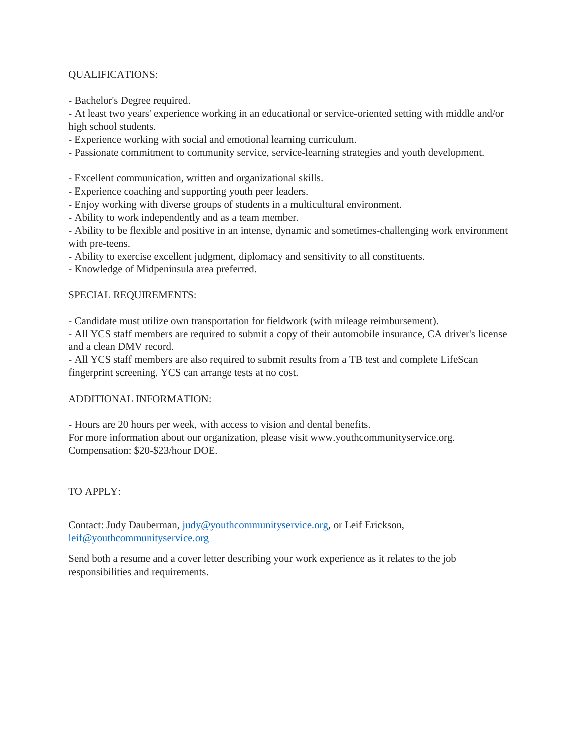QUALIFICATIONS:

- Bachelor's Degree required.
- At least two years' experience working in an educational or service-oriented setting with middle and/or high school students.
- Experience working with social and emotional learning curriculum.
- Passionate commitment to community service, service-learning strategies and youth development.

- Excellent communication, written and organizational skills.
- Experience coaching and supporting youth peer leaders.
- Enjoy working with diverse groups of students in a multicultural environment.
- Ability to work independently and as a team member.
- Ability to be flexible and positive in an intense, dynamic and sometimes-challenging work environment with pre-teens.
- Ability to exercise excellent judgment, diplomacy and sensitivity to all constituents.
- Knowledge of Midpeninsula area preferred.

SPECIAL REQUIREMENTS:

- Candidate must utilize own transportation for fieldwork (with mileage reimbursement).
- All YCS staff members are required to submit a copy of their automobile insurance, CA driver's license and a clean DMV record.
- All YCS staff members are also required to submit results from a TB test and complete LifeScan fingerprint screening. YCS can arrange tests at no cost.

ADDITIONAL INFORMATION:

- Hours are 20 hours per week, with access to vision and dental benefits.

For more information about our organization, please visit www.youthcommunityservice.org.
Compensation: $20-$23/hour DOE.

TO APPLY:

Contact: Judy Dauberman, [judy@youthcommunityservice.org](mailto:judy@youthcommunityservice.org), or Leif Erickson, [leif@youthcommunityservice.org](mailto:leif@youthcommunityservice.org)

Send both a resume and a cover letter describing your work experience as it relates to the job responsibilities and requirements.